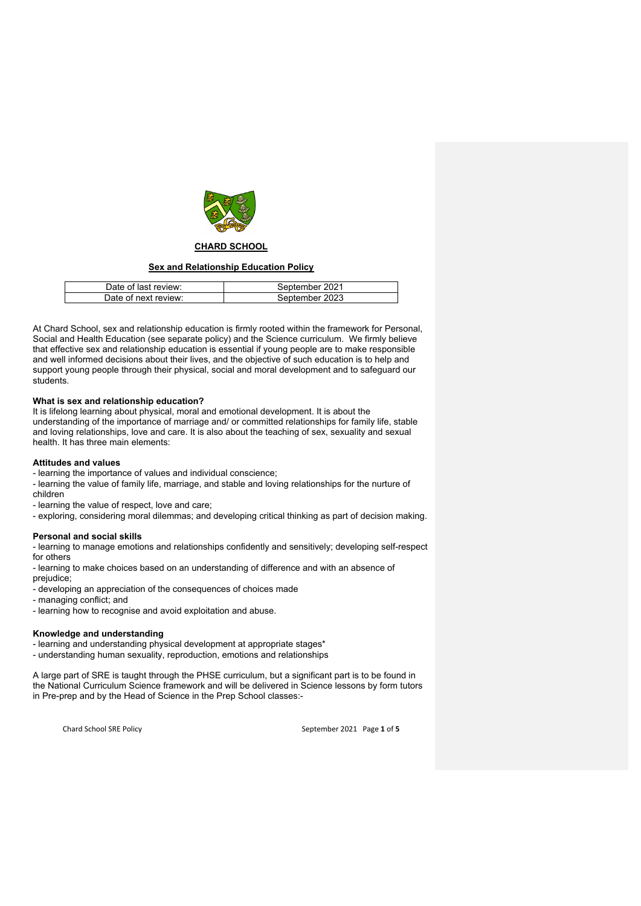**CHARD SCHOOL**

**Sex and Relationship Education Policy**

| Date of last review: | September 2021 |
|---|---|
| Date of next review: | September 2023 |

At Chard School, sex and relationship education is firmly rooted within the framework for Personal, Social and Health Education (see separate policy) and the Science curriculum. We firmly believe that effective sex and relationship education is essential if young people are to make responsible and well informed decisions about their lives, and the objective of such education is to help and support young people through their physical, social and moral development and to safeguard our students.

**What is sex and relationship education?**
It is lifelong learning about physical, moral and emotional development. It is about the understanding of the importance of marriage and/ or committed relationships for family life, stable and loving relationships, love and care. It is also about the teaching of sex, sexuality and sexual health. It has three main elements:

**Attitudes and values**

- learning the importance of values and individual conscience;
- learning the value of family life, marriage, and stable and loving relationships for the nurture of children
- learning the value of respect, love and care;
- exploring, considering moral dilemmas; and developing critical thinking as part of decision making.

**Personal and social skills**

- learning to manage emotions and relationships confidently and sensitively; developing self-respect for others
- learning to make choices based on an understanding of difference and with an absence of prejudice;
- developing an appreciation of the consequences of choices made
- managing conflict; and
- learning how to recognise and avoid exploitation and abuse.

**Knowledge and understanding**

- learning and understanding physical development at appropriate stages*
- understanding human sexuality, reproduction, emotions and relationships

A large part of SRE is taught through the PHSE curriculum, but a significant part is to be found in the National Curriculum Science framework and will be delivered in Science lessons by form tutors in Pre-prep and by the Head of Science in the Prep School classes:-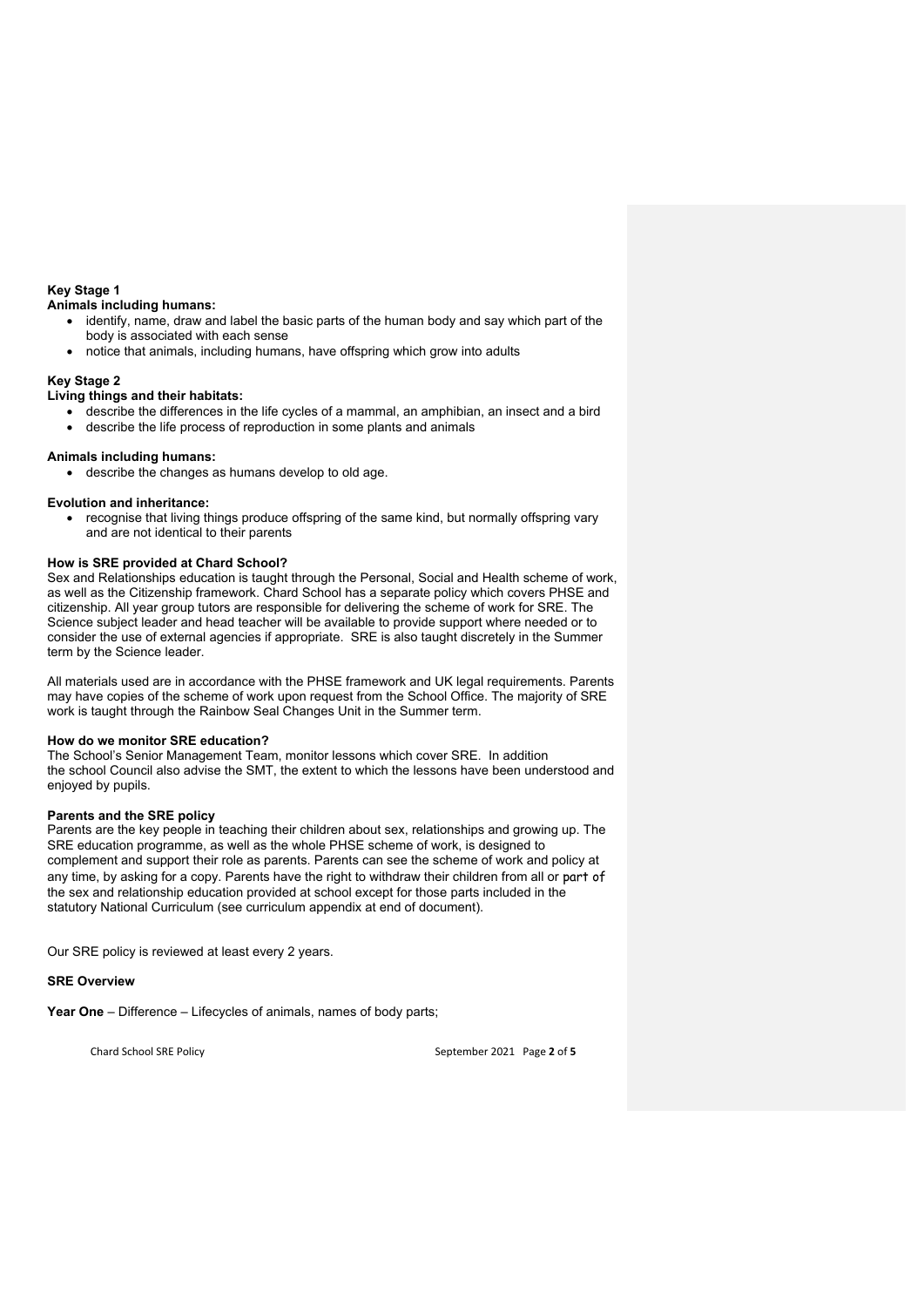**Key Stage 1**

**Animals including humans:**

- identify, name, draw and label the basic parts of the human body and say which part of the body is associated with each sense
- notice that animals, including humans, have offspring which grow into adults

**Key Stage 2**

**Living things and their habitats:**

- describe the differences in the life cycles of a mammal, an amphibian, an insect and a bird
- describe the life process of reproduction in some plants and animals

**Animals including humans:**

- describe the changes as humans develop to old age.

**Evolution and inheritance:**

- recognise that living things produce offspring of the same kind, but normally offspring vary and are not identical to their parents

**How is SRE provided at Chard School?**

Sex and Relationships education is taught through the Personal, Social and Health scheme of work, as well as the Citizenship framework. Chard School has a separate policy which covers PHSE and citizenship. All year group tutors are responsible for delivering the scheme of work for SRE. The Science subject leader and head teacher will be available to provide support where needed or to consider the use of external agencies if appropriate. SRE is also taught discretely in the Summer term by the Science leader.

All materials used are in accordance with the PHSE framework and UK legal requirements. Parents may have copies of the scheme of work upon request from the School Office. The majority of SRE work is taught through the Rainbow Seal Changes Unit in the Summer term.

**How do we monitor SRE education?**

The School's Senior Management Team, monitor lessons which cover SRE. In addition the school Council also advise the SMT, the extent to which the lessons have been understood and enjoyed by pupils.

**Parents and the SRE policy**

Parents are the key people in teaching their children about sex, relationships and growing up. The SRE education programme, as well as the whole PHSE scheme of work, is designed to complement and support their role as parents. Parents can see the scheme of work and policy at any time, by asking for a copy. Parents have the right to withdraw their children from all or part of the sex and relationship education provided at school except for those parts included in the statutory National Curriculum (see curriculum appendix at end of document).

Our SRE policy is reviewed at least every 2 years.

**SRE Overview**

**Year One** – Difference – Lifecycles of animals, names of body parts;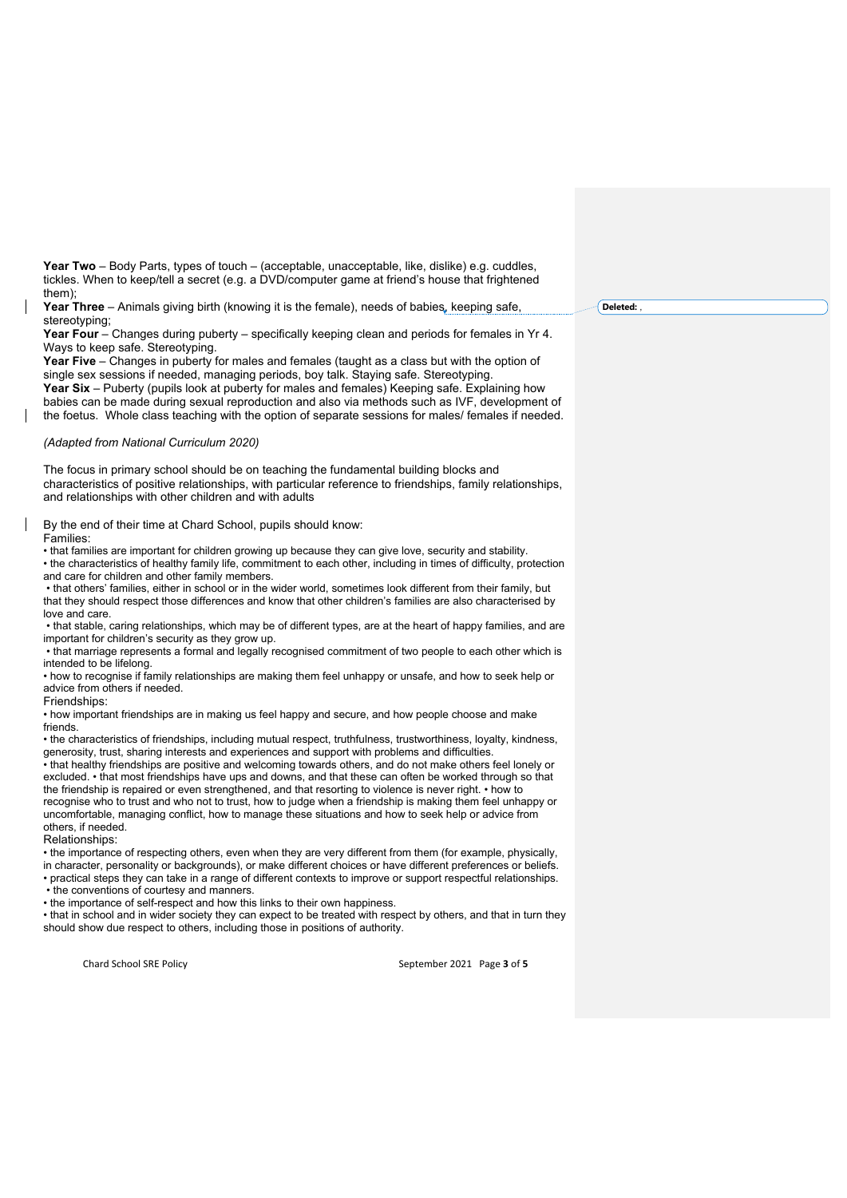**Year Two** – Body Parts, types of touch – (acceptable, unacceptable, like, dislike) e.g. cuddles, tickles. When to keep/tell a secret (e.g. a DVD/computer game at friend's house that frightened them);
**Year Three** – Animals giving birth (knowing it is the female), needs of babies keeping safe, stereotyping;
**Year Four** – Changes during puberty – specifically keeping clean and periods for females in Yr 4. Ways to keep safe. Stereotyping.
**Year Five** – Changes in puberty for males and females (taught as a class but with the option of single sex sessions if needed, managing periods, boy talk. Staying safe. Stereotyping.
**Year Six** – Puberty (pupils look at puberty for males and females) Keeping safe. Explaining how babies can be made during sexual reproduction and also via methods such as IVF, development of the foetus. Whole class teaching with the option of separate sessions for males/ females if needed.

*(Adapted from National Curriculum 2020)*

The focus in primary school should be on teaching the fundamental building blocks and characteristics of positive relationships, with particular reference to friendships, family relationships, and relationships with other children and with adults

By the end of their time at Chard School, pupils should know:

Families:

- that families are important for children growing up because they can give love, security and stability.
- the characteristics of healthy family life, commitment to each other, including in times of difficulty, protection and care for children and other family members.
- that others' families, either in school or in the wider world, sometimes look different from their family, but that they should respect those differences and know that other children's families are also characterised by love and care.
- that stable, caring relationships, which may be of different types, are at the heart of happy families, and are important for children's security as they grow up.
- that marriage represents a formal and legally recognised commitment of two people to each other which is intended to be lifelong.
- how to recognise if family relationships are making them feel unhappy or unsafe, and how to seek help or advice from others if needed.

Friendships:

- how important friendships are in making us feel happy and secure, and how people choose and make friends.
- the characteristics of friendships, including mutual respect, truthfulness, trustworthiness, loyalty, kindness, generosity, trust, sharing interests and experiences and support with problems and difficulties.
- that healthy friendships are positive and welcoming towards others, and do not make others feel lonely or excluded.
- that most friendships have ups and downs, and that these can often be worked through so that the friendship is repaired or even strengthened, and that resorting to violence is never right.
- how to recognise who to trust and who not to trust, how to judge when a friendship is making them feel unhappy or uncomfortable, managing conflict, how to manage these situations and how to seek help or advice from others, if needed.

Relationships:

- the importance of respecting others, even when they are very different from them (for example, physically, in character, personality or backgrounds), or make different choices or have different preferences or beliefs.
- practical steps they can take in a range of different contexts to improve or support respectful relationships.
- the conventions of courtesy and manners.
- the importance of self-respect and how this links to their own happiness.
- that in school and in wider society they can expect to be treated with respect by others, and that in turn they should show due respect to others, including those in positions of authority.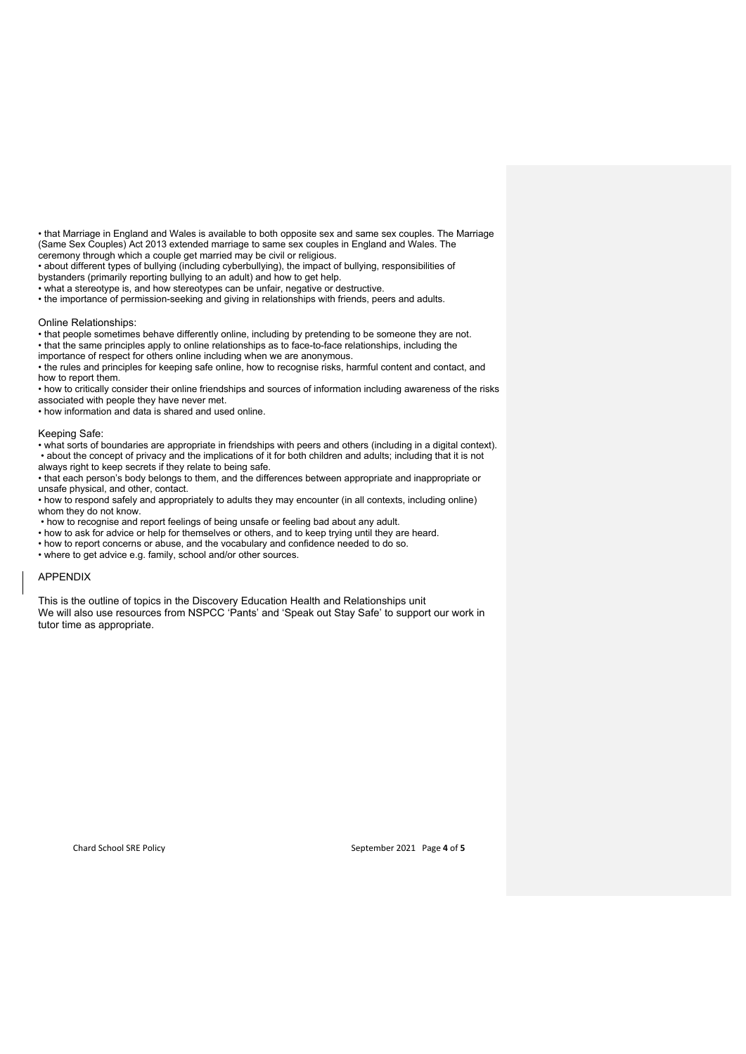• that Marriage in England and Wales is available to both opposite sex and same sex couples. The Marriage (Same Sex Couples) Act 2013 extended marriage to same sex couples in England and Wales. The ceremony through which a couple get married may be civil or religious.
• about different types of bullying (including cyberbullying), the impact of bullying, responsibilities of bystanders (primarily reporting bullying to an adult) and how to get help.
• what a stereotype is, and how stereotypes can be unfair, negative or destructive.
• the importance of permission-seeking and giving in relationships with friends, peers and adults.

Online Relationships:
• that people sometimes behave differently online, including by pretending to be someone they are not.
• that the same principles apply to online relationships as to face-to-face relationships, including the importance of respect for others online including when we are anonymous.
• the rules and principles for keeping safe online, how to recognise risks, harmful content and contact, and how to report them.
• how to critically consider their online friendships and sources of information including awareness of the risks associated with people they have never met.
• how information and data is shared and used online.

Keeping Safe:
• what sorts of boundaries are appropriate in friendships with peers and others (including in a digital context).
• about the concept of privacy and the implications of it for both children and adults; including that it is not always right to keep secrets if they relate to being safe.
• that each person's body belongs to them, and the differences between appropriate and inappropriate or unsafe physical, and other, contact.
• how to respond safely and appropriately to adults they may encounter (in all contexts, including online) whom they do not know.
• how to recognise and report feelings of being unsafe or feeling bad about any adult.
• how to ask for advice or help for themselves or others, and to keep trying until they are heard.
• how to report concerns or abuse, and the vocabulary and confidence needed to do so.
• where to get advice e.g. family, school and/or other sources.

## APPENDIX

This is the outline of topics in the Discovery Education Health and Relationships unit
We will also use resources from NSPCC 'Pants' and 'Speak out Stay Safe' to support our work in tutor time as appropriate.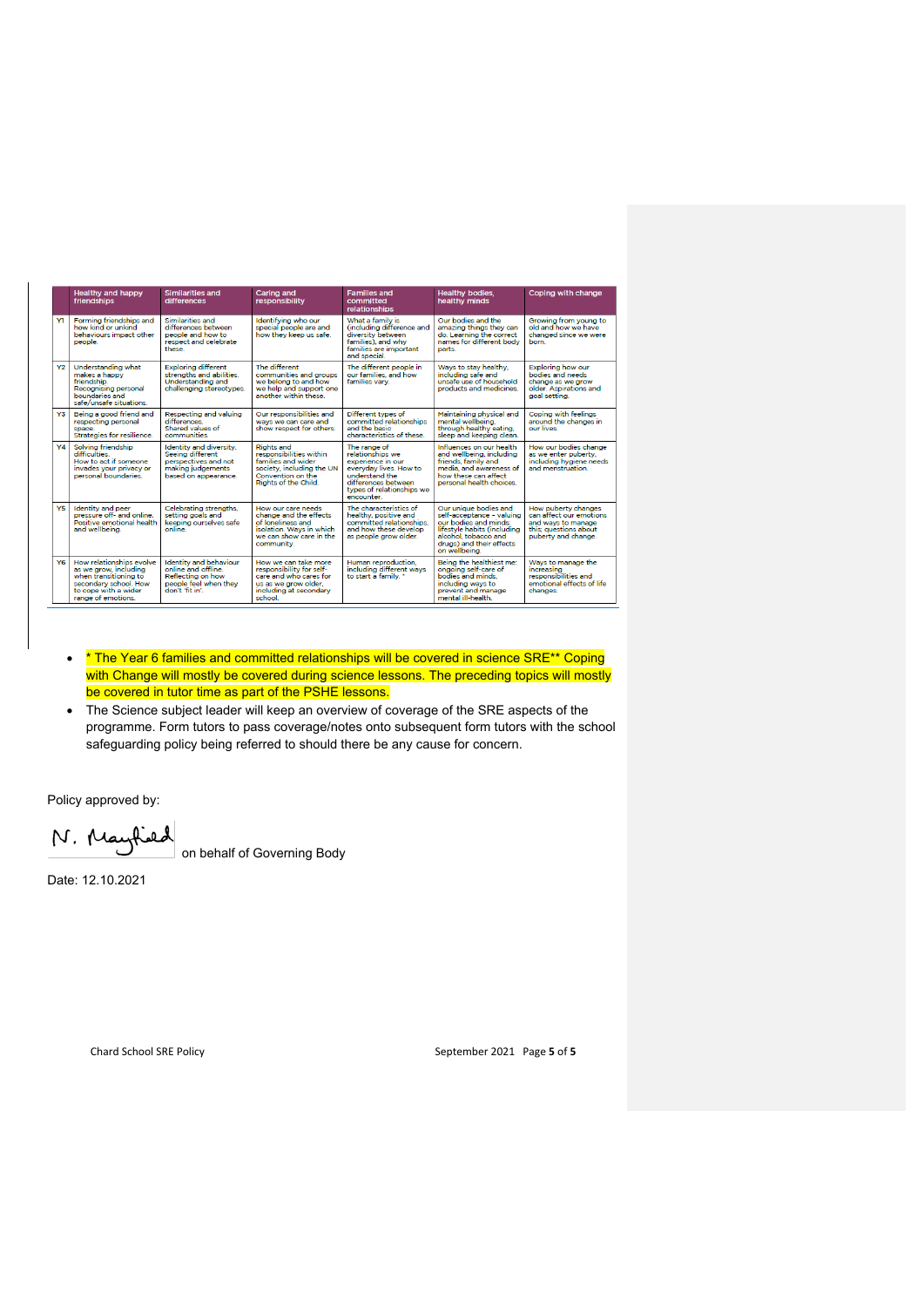| | Healthy and happy friendships | Similarities and differences | Caring and responsibility | Families and committed relationships | Healthy bodies, healthy minds | Coping with change |
|---|---|---|---|---|---|---|
| Y1 | Forming friendships and how kind or unkind behaviours impact other people. | Similarities and differences between people and how to respect and celebrate these. | Identifying who our special people are and how they keep us safe. | What a family is (including difference and diversity between families), and why families are important and special | Our bodies and the amazing things they can do. Learning the correct names for different body parts. | Growing from young to old and how we have changed since we were born. |
| Y2 | Understanding what makes a happy friendship. Recognising personal boundaries and safe/unsafe situations. | Exploring different strengths and abilities. Understanding and challenging stereotypes. | The different communities and groups we belong to and how we help and support one another within these. | The different people in our families, and how families vary. | Ways to stay healthy, including safe and unsafe use of household products and medicines. | Exploring how our bodies and needs change as we grow older. Aspirations and goal setting. |
| Y3 | Being a good friend and respecting personal space. Strategies for resilience. | Respecting and valuing differences. Shared values of communities. | Our responsibilities and ways we can care and show respect for others. | Different types of committed relationships and the basic characteristics of these. | Maintaining physical and mental wellbeing through healthy eating, sleep and keeping clean. | Coping with feelings around the changes in our lives. |
| Y4 | Solving friendship difficulties. How to act if someone invades your privacy or personal boundaries. | Identity and diversity. Seeing different perspectives and not making judgements based on appearance. | Rights and responsibilities within families and wider society, including the UN Convention on the Rights of the Child. | The range of relationships we experience in our everyday lives. How to understand the differences between types of relationships we encounter. | Influences on our health and wellbeing, including friends, family and media, and awareness of how these can affect personal health choices. | How our bodies change as we enter puberty, including hygiene needs and menstruation. |
| Y5 | Identity and peer pressure off- and online. Positive emotional health and wellbeing. | Celebrating strengths, setting goals and keeping ourselves safe online. | How our care needs change and the effects of loneliness and isolation. Ways in which we can show care in the community | The characteristics of healthy, positive and committed relationships, and how these develop as people grow older. | Our unique bodies and self-acceptance – valuing our bodies and minds; lifestyle habits (including alcohol, tobacco and drugs) and their effects on wellbeing. | How puberty changes can affect our emotions and ways to manage this; questions about puberty and change. |
| Y6 | How relationships evolve as we grow, including when transitioning to secondary school. How to cope with a wider range of emotions. | Identity and behaviour online and offline. Reflecting on how people feel when they don't 'fit in'. | How we can take more responsibility for self-care and who cares for us as we grow older, including at secondary school. | Human reproduction, including different ways to start a family. * | Being the healthiest me: ongoing self-care of bodies and minds, including ways to prevent and manage mental ill-health. | Ways to manage the increasing responsibilities and emotional effects of life changes. |

- * The Year 6 families and committed relationships will be covered in science SRE** Coping with Change will mostly be covered during science lessons. The preceding topics will mostly be covered in tutor time as part of the PSHE lessons.
- The Science subject leader will keep an overview of coverage of the SRE aspects of the programme. Form tutors to pass coverage/notes onto subsequent form tutors with the school safeguarding policy being referred to should there be any cause for concern.

Policy approved by:

N. Mayfield on behalf of Governing Body

Date: 12.10.2021